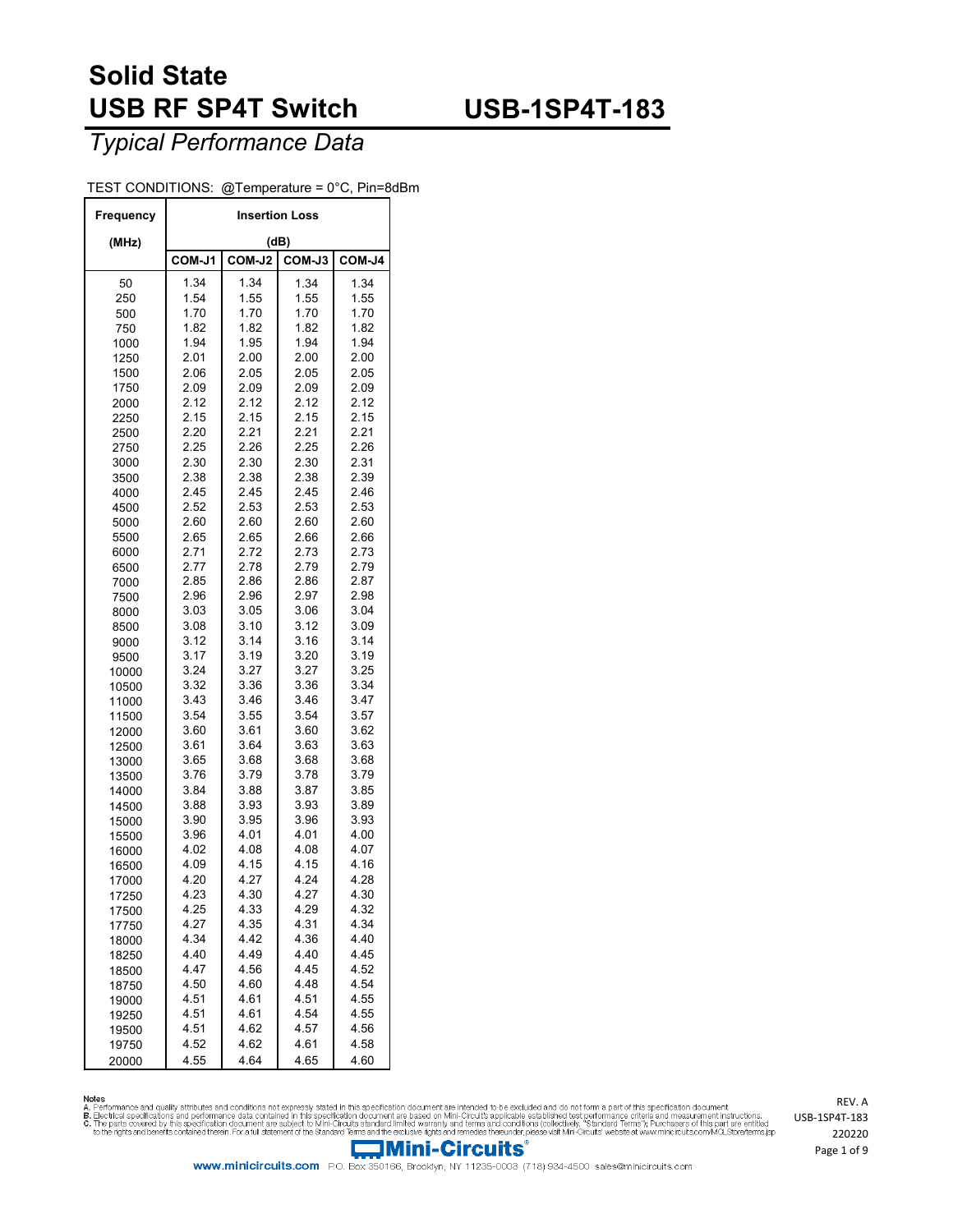# Solid State USB RF SP4T Switch

# USB-1SP4T-183

*Typical Performance Data*

TEST CONDITIONS: @Temperature = 0°C, Pin=8dBm

| Frequency (MHz) | Insertion Loss (dB) | | | |
|---|---|---|---|---|
| | COM-J1 | COM-J2 | COM-J3 | COM-J4 |
| 50 | 1.34 | 1.34 | 1.34 | 1.34 |
| 250 | 1.54 | 1.55 | 1.55 | 1.55 |
| 500 | 1.70 | 1.70 | 1.70 | 1.70 |
| 750 | 1.82 | 1.82 | 1.82 | 1.82 |
| 1000 | 1.94 | 1.95 | 1.94 | 1.94 |
| 1250 | 2.01 | 2.00 | 2.00 | 2.00 |
| 1500 | 2.06 | 2.05 | 2.05 | 2.05 |
| 1750 | 2.09 | 2.09 | 2.09 | 2.09 |
| 2000 | 2.12 | 2.12 | 2.12 | 2.12 |
| 2250 | 2.15 | 2.15 | 2.15 | 2.15 |
| 2500 | 2.20 | 2.21 | 2.21 | 2.21 |
| 2750 | 2.25 | 2.26 | 2.25 | 2.26 |
| 3000 | 2.30 | 2.30 | 2.30 | 2.31 |
| 3500 | 2.38 | 2.38 | 2.38 | 2.39 |
| 4000 | 2.45 | 2.45 | 2.45 | 2.46 |
| 4500 | 2.52 | 2.53 | 2.53 | 2.53 |
| 5000 | 2.60 | 2.60 | 2.60 | 2.60 |
| 5500 | 2.65 | 2.65 | 2.66 | 2.66 |
| 6000 | 2.71 | 2.72 | 2.73 | 2.73 |
| 6500 | 2.77 | 2.78 | 2.79 | 2.79 |
| 7000 | 2.85 | 2.86 | 2.86 | 2.87 |
| 7500 | 2.96 | 2.96 | 2.97 | 2.98 |
| 8000 | 3.03 | 3.05 | 3.06 | 3.04 |
| 8500 | 3.08 | 3.10 | 3.12 | 3.09 |
| 9000 | 3.12 | 3.14 | 3.16 | 3.14 |
| 9500 | 3.17 | 3.19 | 3.20 | 3.19 |
| 10000 | 3.24 | 3.27 | 3.27 | 3.25 |
| 10500 | 3.32 | 3.36 | 3.36 | 3.34 |
| 11000 | 3.43 | 3.46 | 3.46 | 3.47 |
| 11500 | 3.54 | 3.55 | 3.54 | 3.57 |
| 12000 | 3.60 | 3.61 | 3.60 | 3.62 |
| 12500 | 3.61 | 3.64 | 3.63 | 3.63 |
| 13000 | 3.65 | 3.68 | 3.68 | 3.68 |
| 13500 | 3.76 | 3.79 | 3.78 | 3.79 |
| 14000 | 3.84 | 3.88 | 3.87 | 3.85 |
| 14500 | 3.88 | 3.93 | 3.93 | 3.89 |
| 15000 | 3.90 | 3.95 | 3.96 | 3.93 |
| 15500 | 3.96 | 4.01 | 4.01 | 4.00 |
| 16000 | 4.02 | 4.08 | 4.08 | 4.07 |
| 16500 | 4.09 | 4.15 | 4.15 | 4.16 |
| 17000 | 4.20 | 4.27 | 4.24 | 4.28 |
| 17250 | 4.23 | 4.30 | 4.27 | 4.30 |
| 17500 | 4.25 | 4.33 | 4.29 | 4.32 |
| 17750 | 4.27 | 4.35 | 4.31 | 4.34 |
| 18000 | 4.34 | 4.42 | 4.36 | 4.40 |
| 18250 | 4.40 | 4.49 | 4.40 | 4.45 |
| 18500 | 4.47 | 4.56 | 4.45 | 4.52 |
| 18750 | 4.50 | 4.60 | 4.48 | 4.54 |
| 19000 | 4.51 | 4.61 | 4.51 | 4.55 |
| 19250 | 4.51 | 4.61 | 4.54 | 4.55 |
| 19500 | 4.51 | 4.62 | 4.57 | 4.56 |
| 19750 | 4.52 | 4.62 | 4.61 | 4.58 |
| 20000 | 4.55 | 4.64 | 4.65 | 4.60 |

**Notes**
A. Performance and quality attributes and conditions not expressly stated in this specification document are intended to be excluded and do not form a part of this specification document.
B. Electrical specifications and performance data contained in this specification document are based on Mini-Circuit's applicable established test performance criteria and measurement instructions.
C. The parts covered by this specification document are subject to Mini-Circuits standard limited warranty and terms and conditions (collectively, "Standard Terms"); Purchasers of this part are entitled to the rights and benefits contained therein. For a full statement of the Standard Terms and the exclusive rights and remedies thereunder, please visit Mini-Circuits' website at www.minicircuits.com/MCLStore/terms.jsp

REV. A
USB-1SP4T-183
220220

Mini-Circuits®

www.minicircuits.com P.O. Box 350166, Brooklyn, NY 11235-0003 (718) 934-4500 sales@minicircuits.com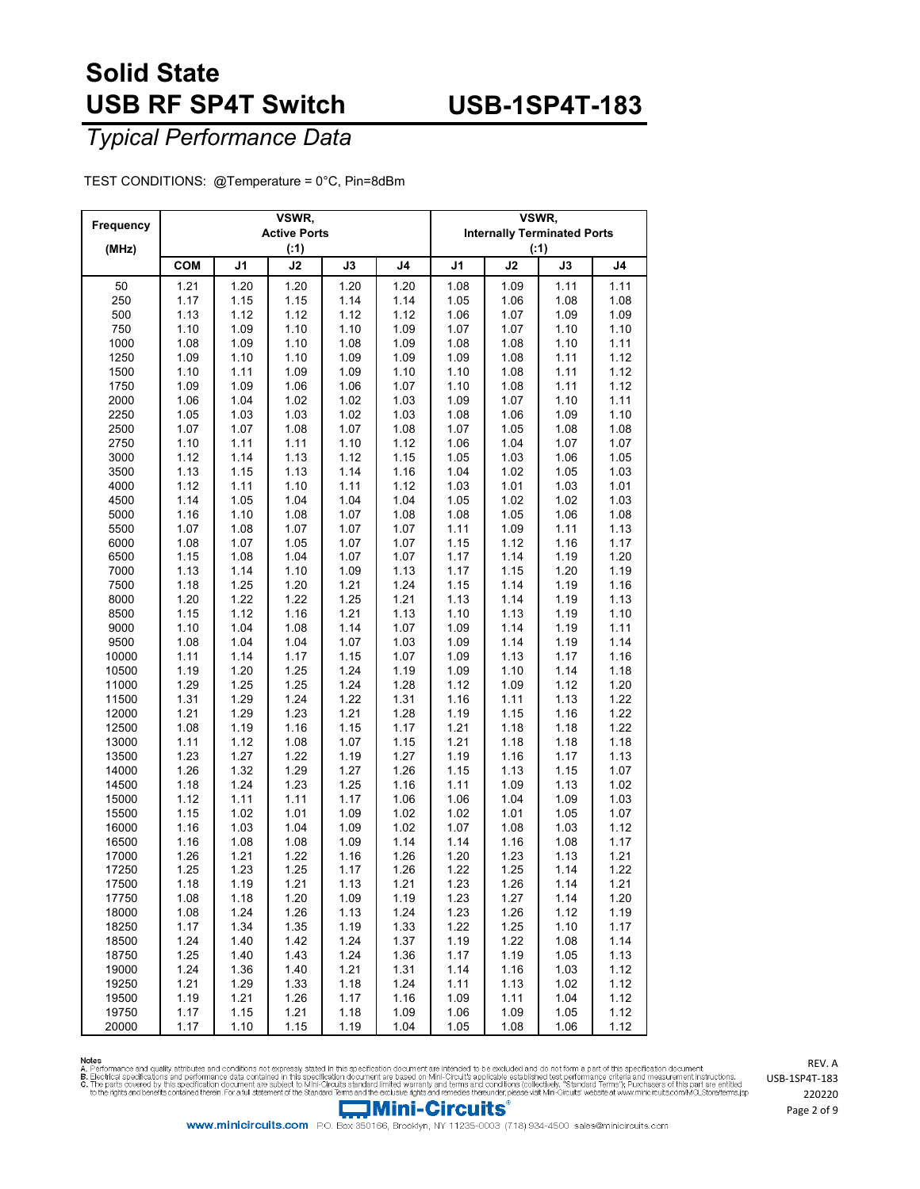# Solid State USB RF SP4T Switch

# USB-1SP4T-183

*Typical Performance Data*

TEST CONDITIONS: @Temperature = 0°C, Pin=8dBm

| Frequency (MHz) | VSWR, Active Ports (:1) | | | | | VSWR, Internally Terminated Ports (:1) | | | |
|---|---|---|---|---|---|---|---|---|---|
| | COM | J1 | J2 | J3 | J4 | J1 | J2 | J3 | J4 |
| 50 | 1.21 | 1.20 | 1.20 | 1.20 | 1.20 | 1.08 | 1.09 | 1.11 | 1.11 |
| 250 | 1.17 | 1.15 | 1.15 | 1.14 | 1.14 | 1.05 | 1.06 | 1.08 | 1.08 |
| 500 | 1.13 | 1.12 | 1.12 | 1.12 | 1.12 | 1.06 | 1.07 | 1.09 | 1.09 |
| 750 | 1.10 | 1.09 | 1.10 | 1.10 | 1.09 | 1.07 | 1.07 | 1.10 | 1.10 |
| 1000 | 1.08 | 1.09 | 1.10 | 1.08 | 1.09 | 1.08 | 1.08 | 1.10 | 1.11 |
| 1250 | 1.09 | 1.10 | 1.10 | 1.09 | 1.09 | 1.09 | 1.08 | 1.11 | 1.12 |
| 1500 | 1.10 | 1.11 | 1.09 | 1.09 | 1.10 | 1.10 | 1.08 | 1.11 | 1.12 |
| 1750 | 1.09 | 1.09 | 1.06 | 1.06 | 1.07 | 1.10 | 1.08 | 1.11 | 1.12 |
| 2000 | 1.06 | 1.04 | 1.02 | 1.02 | 1.03 | 1.09 | 1.07 | 1.10 | 1.11 |
| 2250 | 1.05 | 1.03 | 1.03 | 1.02 | 1.03 | 1.08 | 1.06 | 1.09 | 1.10 |
| 2500 | 1.07 | 1.07 | 1.08 | 1.07 | 1.08 | 1.07 | 1.05 | 1.08 | 1.08 |
| 2750 | 1.10 | 1.11 | 1.11 | 1.10 | 1.12 | 1.06 | 1.04 | 1.07 | 1.07 |
| 3000 | 1.12 | 1.14 | 1.13 | 1.12 | 1.15 | 1.05 | 1.03 | 1.06 | 1.05 |
| 3500 | 1.13 | 1.15 | 1.13 | 1.14 | 1.16 | 1.04 | 1.02 | 1.05 | 1.03 |
| 4000 | 1.12 | 1.11 | 1.10 | 1.11 | 1.12 | 1.03 | 1.01 | 1.03 | 1.01 |
| 4500 | 1.14 | 1.05 | 1.04 | 1.04 | 1.04 | 1.05 | 1.02 | 1.02 | 1.03 |
| 5000 | 1.16 | 1.10 | 1.08 | 1.07 | 1.08 | 1.08 | 1.05 | 1.06 | 1.08 |
| 5500 | 1.07 | 1.08 | 1.07 | 1.07 | 1.07 | 1.11 | 1.09 | 1.11 | 1.13 |
| 6000 | 1.08 | 1.07 | 1.05 | 1.07 | 1.07 | 1.15 | 1.12 | 1.16 | 1.17 |
| 6500 | 1.15 | 1.08 | 1.04 | 1.07 | 1.07 | 1.17 | 1.14 | 1.19 | 1.20 |
| 7000 | 1.13 | 1.14 | 1.10 | 1.09 | 1.13 | 1.17 | 1.15 | 1.20 | 1.19 |
| 7500 | 1.18 | 1.25 | 1.20 | 1.21 | 1.24 | 1.15 | 1.14 | 1.19 | 1.16 |
| 8000 | 1.20 | 1.22 | 1.22 | 1.25 | 1.21 | 1.13 | 1.14 | 1.19 | 1.13 |
| 8500 | 1.15 | 1.12 | 1.16 | 1.21 | 1.13 | 1.10 | 1.13 | 1.19 | 1.10 |
| 9000 | 1.10 | 1.04 | 1.08 | 1.14 | 1.07 | 1.09 | 1.14 | 1.19 | 1.11 |
| 9500 | 1.08 | 1.04 | 1.04 | 1.07 | 1.03 | 1.09 | 1.14 | 1.19 | 1.14 |
| 10000 | 1.11 | 1.14 | 1.17 | 1.15 | 1.07 | 1.09 | 1.13 | 1.17 | 1.16 |
| 10500 | 1.19 | 1.20 | 1.25 | 1.24 | 1.19 | 1.09 | 1.10 | 1.14 | 1.18 |
| 11000 | 1.29 | 1.25 | 1.25 | 1.24 | 1.28 | 1.12 | 1.09 | 1.12 | 1.20 |
| 11500 | 1.31 | 1.29 | 1.24 | 1.22 | 1.31 | 1.16 | 1.11 | 1.13 | 1.22 |
| 12000 | 1.21 | 1.29 | 1.23 | 1.21 | 1.28 | 1.19 | 1.15 | 1.16 | 1.22 |
| 12500 | 1.08 | 1.19 | 1.16 | 1.15 | 1.17 | 1.21 | 1.18 | 1.18 | 1.22 |
| 13000 | 1.11 | 1.12 | 1.08 | 1.07 | 1.15 | 1.21 | 1.18 | 1.18 | 1.18 |
| 13500 | 1.23 | 1.27 | 1.22 | 1.19 | 1.27 | 1.19 | 1.16 | 1.17 | 1.13 |
| 14000 | 1.26 | 1.32 | 1.29 | 1.27 | 1.26 | 1.15 | 1.13 | 1.15 | 1.07 |
| 14500 | 1.18 | 1.24 | 1.23 | 1.25 | 1.16 | 1.11 | 1.09 | 1.13 | 1.02 |
| 15000 | 1.12 | 1.11 | 1.11 | 1.17 | 1.06 | 1.06 | 1.04 | 1.09 | 1.03 |
| 15500 | 1.15 | 1.02 | 1.01 | 1.09 | 1.02 | 1.02 | 1.01 | 1.05 | 1.07 |
| 16000 | 1.16 | 1.03 | 1.04 | 1.09 | 1.02 | 1.07 | 1.08 | 1.03 | 1.12 |
| 16500 | 1.16 | 1.08 | 1.08 | 1.09 | 1.14 | 1.14 | 1.16 | 1.08 | 1.17 |
| 17000 | 1.26 | 1.21 | 1.22 | 1.16 | 1.26 | 1.20 | 1.23 | 1.13 | 1.21 |
| 17250 | 1.25 | 1.23 | 1.25 | 1.17 | 1.26 | 1.22 | 1.25 | 1.14 | 1.22 |
| 17500 | 1.18 | 1.19 | 1.21 | 1.13 | 1.21 | 1.23 | 1.26 | 1.14 | 1.21 |
| 17750 | 1.08 | 1.18 | 1.20 | 1.09 | 1.19 | 1.23 | 1.27 | 1.14 | 1.20 |
| 18000 | 1.08 | 1.24 | 1.26 | 1.13 | 1.24 | 1.23 | 1.26 | 1.12 | 1.19 |
| 18250 | 1.17 | 1.34 | 1.35 | 1.19 | 1.33 | 1.22 | 1.25 | 1.10 | 1.17 |
| 18500 | 1.24 | 1.40 | 1.42 | 1.24 | 1.37 | 1.19 | 1.22 | 1.08 | 1.14 |
| 18750 | 1.25 | 1.40 | 1.43 | 1.24 | 1.36 | 1.17 | 1.19 | 1.05 | 1.13 |
| 19000 | 1.24 | 1.36 | 1.40 | 1.21 | 1.31 | 1.14 | 1.16 | 1.03 | 1.12 |
| 19250 | 1.21 | 1.29 | 1.33 | 1.18 | 1.24 | 1.11 | 1.13 | 1.02 | 1.12 |
| 19500 | 1.19 | 1.21 | 1.26 | 1.17 | 1.16 | 1.09 | 1.11 | 1.04 | 1.12 |
| 19750 | 1.17 | 1.15 | 1.21 | 1.18 | 1.09 | 1.06 | 1.09 | 1.05 | 1.12 |
| 20000 | 1.17 | 1.10 | 1.15 | 1.19 | 1.04 | 1.05 | 1.08 | 1.06 | 1.12 |

Notes
A. Performance and quality attributes and conditions not expressly stated in this specification document are intended to be excluded and do not form a part of this specification document.
B. Electrical specifications and performance data contained in this specification document are based on Mini-Circuit's applicable established test performance criteria and measurement instructions.
C. The parts covered by this specification document are subject to Mini-Circuits standard limited warranty and terms and conditions (collectively, "Standard Terms"); Purchasers of this part are entitled to the rights and benefits contained therein. For a full statement of the Standard Terms and the exclusive rights and remedies thereunder, please visit Mini-Circuits' website at www.minicircuits.com/MCLStore/terms.jsp

REV. A
USB-1SP4T-183
220220

Mini-Circuits®

www.minicircuits.com P.O. Box 350166, Brooklyn, NY 11235-0003 (718) 934-4500 sales@minicircuits.com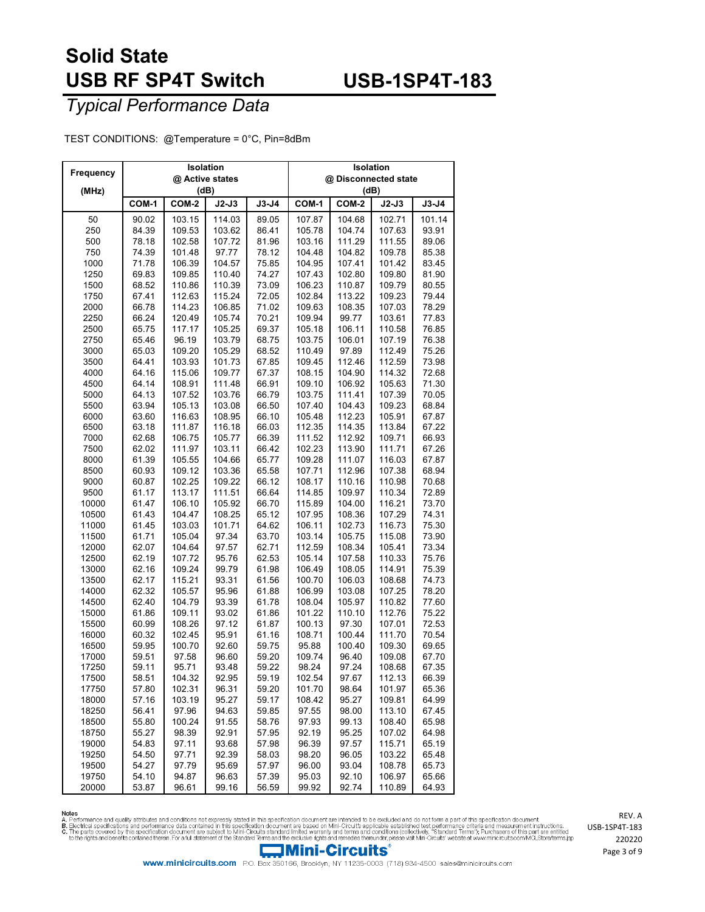# Solid State USB RF SP4T Switch

# USB-1SP4T-183

## *Typical Performance Data*

TEST CONDITIONS: @Temperature = 0°C, Pin=8dBm

| Frequency (MHz) | Isolation @ Active states (dB) | | | | Isolation @ Disconnected state (dB) | | | |
|---|---|---|---|---|---|---|---|---|
| | COM-1 | COM-2 | J2-J3 | J3-J4 | COM-1 | COM-2 | J2-J3 | J3-J4 |
| 50 | 90.02 | 103.15 | 114.03 | 89.05 | 107.87 | 104.68 | 102.71 | 101.14 |
| 250 | 84.39 | 109.53 | 103.62 | 86.41 | 105.78 | 104.74 | 107.63 | 93.91 |
| 500 | 78.18 | 102.58 | 107.72 | 81.96 | 103.16 | 111.29 | 111.55 | 89.06 |
| 750 | 74.39 | 101.48 | 97.77 | 78.12 | 104.48 | 104.82 | 109.78 | 85.38 |
| 1000 | 71.78 | 106.39 | 104.57 | 75.85 | 104.95 | 107.41 | 101.42 | 83.45 |
| 1250 | 69.83 | 109.85 | 110.40 | 74.27 | 107.43 | 102.80 | 109.80 | 81.90 |
| 1500 | 68.52 | 110.86 | 110.39 | 73.09 | 106.23 | 110.87 | 109.79 | 80.55 |
| 1750 | 67.41 | 112.63 | 115.24 | 72.05 | 102.84 | 113.22 | 109.23 | 79.44 |
| 2000 | 66.78 | 114.23 | 106.85 | 71.02 | 109.63 | 108.35 | 107.03 | 78.29 |
| 2250 | 66.24 | 120.49 | 105.74 | 70.21 | 109.94 | 99.77 | 103.61 | 77.83 |
| 2500 | 65.75 | 117.17 | 105.25 | 69.37 | 105.18 | 106.11 | 110.58 | 76.85 |
| 2750 | 65.46 | 96.19 | 103.79 | 68.75 | 103.75 | 106.01 | 107.19 | 76.38 |
| 3000 | 65.03 | 109.20 | 105.29 | 68.52 | 110.49 | 97.89 | 112.49 | 75.26 |
| 3500 | 64.41 | 103.93 | 101.73 | 67.85 | 109.45 | 112.46 | 112.59 | 73.98 |
| 4000 | 64.16 | 115.06 | 109.77 | 67.37 | 108.15 | 104.90 | 114.32 | 72.68 |
| 4500 | 64.14 | 108.91 | 111.48 | 66.91 | 109.10 | 106.92 | 105.63 | 71.30 |
| 5000 | 64.13 | 107.52 | 103.76 | 66.79 | 103.75 | 111.41 | 107.39 | 70.05 |
| 5500 | 63.94 | 105.13 | 103.08 | 66.50 | 107.40 | 104.43 | 109.23 | 68.84 |
| 6000 | 63.60 | 116.63 | 108.95 | 66.10 | 105.48 | 112.23 | 105.91 | 67.87 |
| 6500 | 63.18 | 111.87 | 116.18 | 66.03 | 112.35 | 114.35 | 113.84 | 67.22 |
| 7000 | 62.68 | 106.75 | 105.77 | 66.39 | 111.52 | 112.92 | 109.71 | 66.93 |
| 7500 | 62.02 | 111.97 | 103.11 | 66.42 | 102.23 | 113.90 | 111.71 | 67.26 |
| 8000 | 61.39 | 105.55 | 104.66 | 65.77 | 109.28 | 111.07 | 116.03 | 67.87 |
| 8500 | 60.93 | 109.12 | 103.36 | 65.58 | 107.71 | 112.96 | 107.38 | 68.94 |
| 9000 | 60.87 | 102.25 | 109.22 | 66.12 | 108.17 | 110.16 | 110.98 | 70.68 |
| 9500 | 61.17 | 113.17 | 111.51 | 66.64 | 114.85 | 109.97 | 110.34 | 72.89 |
| 10000 | 61.47 | 106.10 | 105.92 | 66.70 | 115.89 | 104.00 | 116.21 | 73.70 |
| 10500 | 61.43 | 104.47 | 108.25 | 65.12 | 107.95 | 108.36 | 107.29 | 74.31 |
| 11000 | 61.45 | 103.03 | 101.71 | 64.62 | 106.11 | 102.73 | 116.73 | 75.30 |
| 11500 | 61.71 | 105.04 | 97.34 | 63.70 | 103.14 | 105.75 | 115.08 | 73.90 |
| 12000 | 62.07 | 104.64 | 97.57 | 62.71 | 112.59 | 108.34 | 105.41 | 73.34 |
| 12500 | 62.19 | 107.72 | 95.76 | 62.53 | 105.14 | 107.58 | 110.33 | 75.76 |
| 13000 | 62.16 | 109.24 | 99.79 | 61.98 | 106.49 | 108.05 | 114.91 | 75.39 |
| 13500 | 62.17 | 115.21 | 93.31 | 61.56 | 100.70 | 106.03 | 108.68 | 74.73 |
| 14000 | 62.32 | 105.57 | 95.96 | 61.88 | 106.99 | 103.08 | 107.25 | 78.20 |
| 14500 | 62.40 | 104.79 | 93.39 | 61.78 | 108.04 | 105.97 | 110.82 | 77.60 |
| 15000 | 61.86 | 109.11 | 93.02 | 61.86 | 101.22 | 110.10 | 112.76 | 75.22 |
| 15500 | 60.99 | 108.26 | 97.12 | 61.87 | 100.13 | 97.30 | 107.01 | 72.53 |
| 16000 | 60.32 | 102.45 | 95.91 | 61.16 | 108.71 | 100.44 | 111.70 | 70.54 |
| 16500 | 59.95 | 100.70 | 92.60 | 59.75 | 95.88 | 100.40 | 109.30 | 69.65 |
| 17000 | 59.51 | 97.58 | 96.60 | 59.20 | 109.74 | 96.40 | 109.08 | 67.70 |
| 17250 | 59.11 | 95.71 | 93.48 | 59.22 | 98.24 | 97.24 | 108.68 | 67.35 |
| 17500 | 58.51 | 104.32 | 92.95 | 59.19 | 102.54 | 97.67 | 112.13 | 66.39 |
| 17750 | 57.80 | 102.31 | 96.31 | 59.20 | 101.70 | 98.64 | 101.97 | 65.36 |
| 18000 | 57.16 | 103.19 | 95.27 | 59.17 | 108.42 | 95.27 | 109.81 | 64.99 |
| 18250 | 56.41 | 97.96 | 94.63 | 59.85 | 97.55 | 98.00 | 113.10 | 67.45 |
| 18500 | 55.80 | 100.24 | 91.55 | 58.76 | 97.93 | 99.13 | 108.40 | 65.98 |
| 18750 | 55.27 | 98.39 | 92.91 | 57.95 | 92.19 | 95.25 | 107.02 | 64.98 |
| 19000 | 54.83 | 97.11 | 93.68 | 57.98 | 96.39 | 97.57 | 115.71 | 65.19 |
| 19250 | 54.50 | 97.71 | 92.39 | 58.03 | 98.20 | 96.05 | 103.22 | 65.48 |
| 19500 | 54.27 | 97.79 | 95.69 | 57.97 | 96.00 | 93.04 | 108.78 | 65.73 |
| 19750 | 54.10 | 94.87 | 96.63 | 57.39 | 95.03 | 92.10 | 106.97 | 65.66 |
| 20000 | 53.87 | 96.61 | 99.16 | 56.59 | 99.92 | 92.74 | 110.89 | 64.93 |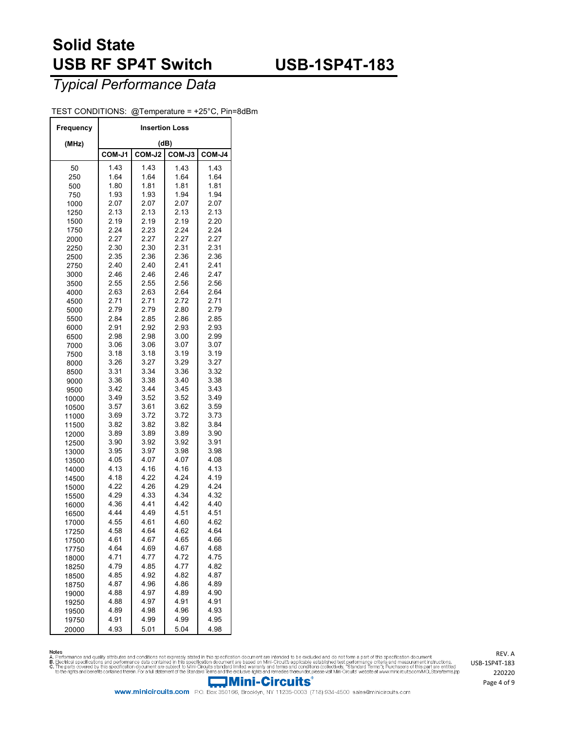# Solid State USB RF SP4T Switch

## USB-1SP4T-183

### *Typical Performance Data*

TEST CONDITIONS: @Temperature = +25°C, Pin=8dBm

| Frequency (MHz) | Insertion Loss (dB) | | | |
|---|---|---|---|---|
| | COM-J1 | COM-J2 | COM-J3 | COM-J4 |
| 50 | 1.43 | 1.43 | 1.43 | 1.43 |
| 250 | 1.64 | 1.64 | 1.64 | 1.64 |
| 500 | 1.80 | 1.81 | 1.81 | 1.81 |
| 750 | 1.93 | 1.93 | 1.94 | 1.94 |
| 1000 | 2.07 | 2.07 | 2.07 | 2.07 |
| 1250 | 2.13 | 2.13 | 2.13 | 2.13 |
| 1500 | 2.19 | 2.19 | 2.19 | 2.20 |
| 1750 | 2.24 | 2.23 | 2.24 | 2.24 |
| 2000 | 2.27 | 2.27 | 2.27 | 2.27 |
| 2250 | 2.30 | 2.30 | 2.31 | 2.31 |
| 2500 | 2.35 | 2.36 | 2.36 | 2.36 |
| 2750 | 2.40 | 2.40 | 2.41 | 2.41 |
| 3000 | 2.46 | 2.46 | 2.46 | 2.47 |
| 3500 | 2.55 | 2.55 | 2.56 | 2.56 |
| 4000 | 2.63 | 2.63 | 2.64 | 2.64 |
| 4500 | 2.71 | 2.71 | 2.72 | 2.71 |
| 5000 | 2.79 | 2.79 | 2.80 | 2.79 |
| 5500 | 2.84 | 2.85 | 2.86 | 2.85 |
| 6000 | 2.91 | 2.92 | 2.93 | 2.93 |
| 6500 | 2.98 | 2.98 | 3.00 | 2.99 |
| 7000 | 3.06 | 3.06 | 3.07 | 3.07 |
| 7500 | 3.18 | 3.18 | 3.19 | 3.19 |
| 8000 | 3.26 | 3.27 | 3.29 | 3.27 |
| 8500 | 3.31 | 3.34 | 3.36 | 3.32 |
| 9000 | 3.36 | 3.38 | 3.40 | 3.38 |
| 9500 | 3.42 | 3.44 | 3.45 | 3.43 |
| 10000 | 3.49 | 3.52 | 3.52 | 3.49 |
| 10500 | 3.57 | 3.61 | 3.62 | 3.59 |
| 11000 | 3.69 | 3.72 | 3.72 | 3.73 |
| 11500 | 3.82 | 3.82 | 3.82 | 3.84 |
| 12000 | 3.89 | 3.89 | 3.89 | 3.90 |
| 12500 | 3.90 | 3.92 | 3.92 | 3.91 |
| 13000 | 3.95 | 3.97 | 3.98 | 3.98 |
| 13500 | 4.05 | 4.07 | 4.07 | 4.08 |
| 14000 | 4.13 | 4.16 | 4.16 | 4.13 |
| 14500 | 4.18 | 4.22 | 4.24 | 4.19 |
| 15000 | 4.22 | 4.26 | 4.29 | 4.24 |
| 15500 | 4.29 | 4.33 | 4.34 | 4.32 |
| 16000 | 4.36 | 4.41 | 4.42 | 4.40 |
| 16500 | 4.44 | 4.49 | 4.51 | 4.51 |
| 17000 | 4.55 | 4.61 | 4.60 | 4.62 |
| 17250 | 4.58 | 4.64 | 4.62 | 4.64 |
| 17500 | 4.61 | 4.67 | 4.65 | 4.66 |
| 17750 | 4.64 | 4.69 | 4.67 | 4.68 |
| 18000 | 4.71 | 4.77 | 4.72 | 4.75 |
| 18250 | 4.79 | 4.85 | 4.77 | 4.82 |
| 18500 | 4.85 | 4.92 | 4.82 | 4.87 |
| 18750 | 4.87 | 4.96 | 4.86 | 4.89 |
| 19000 | 4.88 | 4.97 | 4.89 | 4.90 |
| 19250 | 4.88 | 4.97 | 4.91 | 4.91 |
| 19500 | 4.89 | 4.98 | 4.96 | 4.93 |
| 19750 | 4.91 | 4.99 | 4.99 | 4.95 |
| 20000 | 4.93 | 5.01 | 5.04 | 4.98 |

Notes
A. Performance and quality attributes and conditions not expressly stated in this specification document are intended to be excluded and do not form a part of this specification document.
B. Electrical specifications and performance data contained in this specification document are based on Mini-Circuit's applicable established test performance criteria and measurement instructions.
C. The parts covered by this specification document are subject to Mini-Circuits standard limited warranty and terms and conditions (collectively, "Standard Terms"); Purchasers of this part are entitled to the rights and benefits contained therein. For a full statement of the Standard Terms and the exclusive rights and remedies thereunder, please visit Mini-Circuits' website at www.minicircuits.com/MCLStore/terms.jsp

REV. A
USB-1SP4T-183
220220

Mini-Circuits®

www.minicircuits.com P.O. Box 350166, Brooklyn, NY 11235-0003 (718) 934-4500 sales@minicircuits.com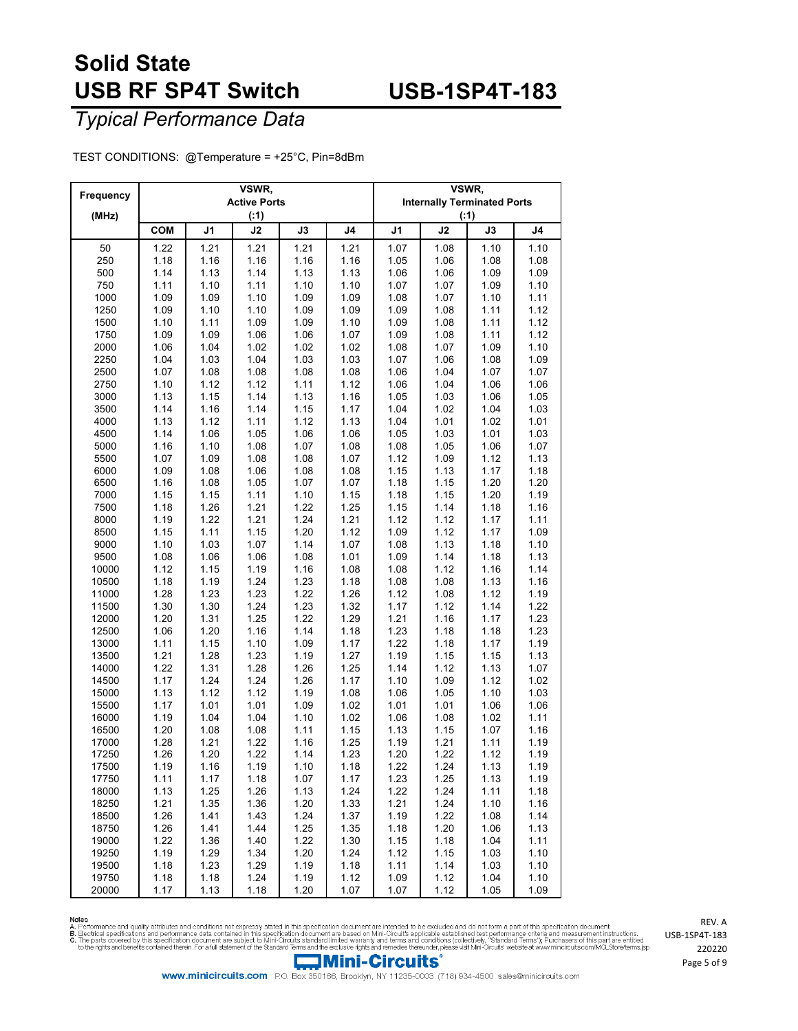# Solid State USB RF SP4T Switch

# USB-1SP4T-183

## *Typical Performance Data*

TEST CONDITIONS: @Temperature = +25°C, Pin=8dBm

| Frequency (MHz) | VSWR, Active Ports (:1) | | | | | VSWR, Internally Terminated Ports (:1) | | | |
|---|---|---|---|---|---|---|---|---|---|
| | COM | J1 | J2 | J3 | J4 | J1 | J2 | J3 | J4 |
| 50 | 1.22 | 1.21 | 1.21 | 1.21 | 1.21 | 1.07 | 1.08 | 1.10 | 1.10 |
| 250 | 1.18 | 1.16 | 1.16 | 1.16 | 1.16 | 1.05 | 1.06 | 1.08 | 1.08 |
| 500 | 1.14 | 1.13 | 1.14 | 1.13 | 1.13 | 1.06 | 1.06 | 1.09 | 1.09 |
| 750 | 1.11 | 1.10 | 1.11 | 1.10 | 1.10 | 1.07 | 1.07 | 1.09 | 1.10 |
| 1000 | 1.09 | 1.09 | 1.10 | 1.09 | 1.09 | 1.08 | 1.07 | 1.10 | 1.11 |
| 1250 | 1.09 | 1.10 | 1.10 | 1.09 | 1.09 | 1.09 | 1.08 | 1.11 | 1.12 |
| 1500 | 1.10 | 1.11 | 1.09 | 1.09 | 1.10 | 1.09 | 1.08 | 1.11 | 1.12 |
| 1750 | 1.09 | 1.09 | 1.06 | 1.06 | 1.07 | 1.09 | 1.08 | 1.11 | 1.12 |
| 2000 | 1.06 | 1.04 | 1.02 | 1.02 | 1.02 | 1.08 | 1.07 | 1.09 | 1.10 |
| 2250 | 1.04 | 1.03 | 1.04 | 1.03 | 1.03 | 1.07 | 1.06 | 1.08 | 1.09 |
| 2500 | 1.07 | 1.08 | 1.08 | 1.08 | 1.08 | 1.06 | 1.04 | 1.07 | 1.07 |
| 2750 | 1.10 | 1.12 | 1.12 | 1.11 | 1.12 | 1.06 | 1.04 | 1.06 | 1.06 |
| 3000 | 1.13 | 1.15 | 1.14 | 1.13 | 1.16 | 1.05 | 1.03 | 1.06 | 1.05 |
| 3500 | 1.14 | 1.16 | 1.14 | 1.15 | 1.17 | 1.04 | 1.02 | 1.04 | 1.03 |
| 4000 | 1.13 | 1.12 | 1.11 | 1.12 | 1.13 | 1.04 | 1.01 | 1.02 | 1.01 |
| 4500 | 1.14 | 1.06 | 1.05 | 1.06 | 1.06 | 1.05 | 1.03 | 1.01 | 1.03 |
| 5000 | 1.16 | 1.10 | 1.08 | 1.07 | 1.08 | 1.08 | 1.05 | 1.06 | 1.07 |
| 5500 | 1.07 | 1.09 | 1.08 | 1.08 | 1.07 | 1.12 | 1.09 | 1.12 | 1.13 |
| 6000 | 1.09 | 1.08 | 1.06 | 1.08 | 1.08 | 1.15 | 1.13 | 1.17 | 1.18 |
| 6500 | 1.16 | 1.08 | 1.05 | 1.07 | 1.07 | 1.18 | 1.15 | 1.20 | 1.20 |
| 7000 | 1.15 | 1.15 | 1.11 | 1.10 | 1.15 | 1.18 | 1.15 | 1.20 | 1.19 |
| 7500 | 1.18 | 1.26 | 1.21 | 1.22 | 1.25 | 1.15 | 1.14 | 1.18 | 1.16 |
| 8000 | 1.19 | 1.22 | 1.21 | 1.24 | 1.21 | 1.12 | 1.12 | 1.17 | 1.11 |
| 8500 | 1.15 | 1.11 | 1.15 | 1.20 | 1.12 | 1.09 | 1.12 | 1.17 | 1.09 |
| 9000 | 1.10 | 1.03 | 1.07 | 1.14 | 1.07 | 1.08 | 1.13 | 1.18 | 1.10 |
| 9500 | 1.08 | 1.06 | 1.06 | 1.08 | 1.01 | 1.09 | 1.14 | 1.18 | 1.13 |
| 10000 | 1.12 | 1.15 | 1.19 | 1.16 | 1.08 | 1.08 | 1.12 | 1.16 | 1.14 |
| 10500 | 1.18 | 1.19 | 1.24 | 1.23 | 1.18 | 1.08 | 1.08 | 1.13 | 1.16 |
| 11000 | 1.28 | 1.23 | 1.23 | 1.22 | 1.26 | 1.12 | 1.08 | 1.12 | 1.19 |
| 11500 | 1.30 | 1.30 | 1.24 | 1.23 | 1.32 | 1.17 | 1.12 | 1.14 | 1.22 |
| 12000 | 1.20 | 1.31 | 1.25 | 1.22 | 1.29 | 1.21 | 1.16 | 1.17 | 1.23 |
| 12500 | 1.06 | 1.20 | 1.16 | 1.14 | 1.18 | 1.23 | 1.18 | 1.18 | 1.23 |
| 13000 | 1.11 | 1.15 | 1.10 | 1.09 | 1.17 | 1.22 | 1.18 | 1.17 | 1.19 |
| 13500 | 1.21 | 1.28 | 1.23 | 1.19 | 1.27 | 1.19 | 1.15 | 1.15 | 1.13 |
| 14000 | 1.22 | 1.31 | 1.28 | 1.26 | 1.25 | 1.14 | 1.12 | 1.13 | 1.07 |
| 14500 | 1.17 | 1.24 | 1.24 | 1.26 | 1.17 | 1.10 | 1.09 | 1.12 | 1.02 |
| 15000 | 1.13 | 1.12 | 1.12 | 1.19 | 1.08 | 1.06 | 1.05 | 1.10 | 1.03 |
| 15500 | 1.17 | 1.01 | 1.01 | 1.09 | 1.02 | 1.01 | 1.01 | 1.06 | 1.06 |
| 16000 | 1.19 | 1.04 | 1.04 | 1.10 | 1.02 | 1.06 | 1.08 | 1.02 | 1.11 |
| 16500 | 1.20 | 1.08 | 1.08 | 1.11 | 1.15 | 1.13 | 1.15 | 1.07 | 1.16 |
| 17000 | 1.28 | 1.21 | 1.22 | 1.16 | 1.25 | 1.19 | 1.21 | 1.11 | 1.19 |
| 17250 | 1.26 | 1.20 | 1.22 | 1.14 | 1.23 | 1.20 | 1.22 | 1.12 | 1.19 |
| 17500 | 1.19 | 1.16 | 1.19 | 1.10 | 1.18 | 1.22 | 1.24 | 1.13 | 1.19 |
| 17750 | 1.11 | 1.17 | 1.18 | 1.07 | 1.17 | 1.23 | 1.25 | 1.13 | 1.19 |
| 18000 | 1.13 | 1.25 | 1.26 | 1.13 | 1.24 | 1.22 | 1.24 | 1.11 | 1.18 |
| 18250 | 1.21 | 1.35 | 1.36 | 1.20 | 1.33 | 1.21 | 1.24 | 1.10 | 1.16 |
| 18500 | 1.26 | 1.41 | 1.43 | 1.24 | 1.37 | 1.19 | 1.22 | 1.08 | 1.14 |
| 18750 | 1.26 | 1.41 | 1.44 | 1.25 | 1.35 | 1.18 | 1.20 | 1.06 | 1.13 |
| 19000 | 1.22 | 1.36 | 1.40 | 1.22 | 1.30 | 1.15 | 1.18 | 1.04 | 1.11 |
| 19250 | 1.19 | 1.29 | 1.34 | 1.20 | 1.24 | 1.12 | 1.15 | 1.03 | 1.10 |
| 19500 | 1.18 | 1.23 | 1.29 | 1.19 | 1.18 | 1.11 | 1.14 | 1.03 | 1.10 |
| 19750 | 1.18 | 1.18 | 1.24 | 1.19 | 1.12 | 1.09 | 1.12 | 1.04 | 1.10 |
| 20000 | 1.17 | 1.13 | 1.18 | 1.20 | 1.07 | 1.07 | 1.12 | 1.05 | 1.09 |

**Notes**

**A.** Performance and quality attributes and conditions not expressly stated in this specification document are intended to be excluded and do not form a part of this specification document.
**B.** Electrical specifications and performance data contained in this specification document are based on Mini-Circuit's applicable established test performance criteria and measurement instructions.
**C.** The parts covered by this specification document are subject to Mini-Circuits standard limited warranty and terms and conditions (collectively, "Standard Terms"); Purchasers of this part are entitled to the rights and benefits contained therein. For a full statement of the Standard Terms and the exclusive rights and remedies thereunder, please visit Mini-Circuits' website at www.minicircuits.com/MCLStore/terms.jsp

REV. A
USB-1SP4T-183
220220

Mini-Circuits®

www.minicircuits.com P.O. Box 350166, Brooklyn, NY 11235-0003 (718) 934-4500 sales@minicircuits.com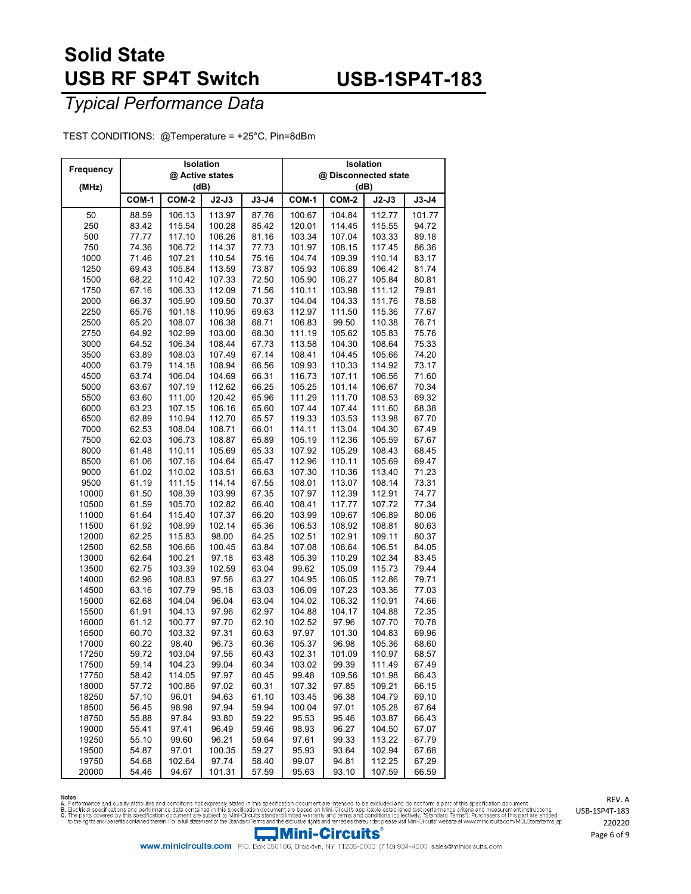# Solid State USB RF SP4T Switch

# USB-1SP4T-183

## *Typical Performance Data*

TEST CONDITIONS: @Temperature = +25°C, Pin=8dBm

| Frequency (MHz) | Isolation @ Active states (dB) | | | | Isolation @ Disconnected state (dB) | | | |
|---|---|---|---|---|---|---|---|---|
| | COM-1 | COM-2 | J2-J3 | J3-J4 | COM-1 | COM-2 | J2-J3 | J3-J4 |
| 50 | 88.59 | 106.13 | 113.97 | 87.76 | 100.67 | 104.84 | 112.77 | 101.77 |
| 250 | 83.42 | 115.54 | 100.28 | 85.42 | 120.01 | 114.45 | 115.55 | 94.72 |
| 500 | 77.77 | 117.10 | 106.26 | 81.16 | 103.34 | 107.04 | 103.33 | 89.18 |
| 750 | 74.36 | 106.72 | 114.37 | 77.73 | 101.97 | 108.15 | 117.45 | 86.36 |
| 1000 | 71.46 | 107.21 | 110.54 | 75.16 | 104.74 | 109.39 | 110.14 | 83.17 |
| 1250 | 69.43 | 105.84 | 113.59 | 73.87 | 105.93 | 106.89 | 106.42 | 81.74 |
| 1500 | 68.22 | 110.42 | 107.33 | 72.50 | 105.90 | 106.27 | 105.84 | 80.81 |
| 1750 | 67.16 | 106.33 | 112.09 | 71.56 | 110.11 | 103.98 | 111.12 | 79.81 |
| 2000 | 66.37 | 105.90 | 109.50 | 70.37 | 104.04 | 104.33 | 111.76 | 78.58 |
| 2250 | 65.76 | 101.18 | 110.95 | 69.63 | 112.97 | 111.50 | 115.36 | 77.67 |
| 2500 | 65.20 | 108.07 | 106.38 | 68.71 | 106.83 | 99.50 | 110.38 | 76.71 |
| 2750 | 64.92 | 102.99 | 103.00 | 68.30 | 111.19 | 105.62 | 105.83 | 75.76 |
| 3000 | 64.52 | 106.34 | 108.44 | 67.73 | 113.58 | 104.30 | 108.64 | 75.33 |
| 3500 | 63.89 | 108.03 | 107.49 | 67.14 | 108.41 | 104.45 | 105.66 | 74.20 |
| 4000 | 63.79 | 114.18 | 108.94 | 66.56 | 109.93 | 110.33 | 114.92 | 73.17 |
| 4500 | 63.74 | 106.04 | 104.69 | 66.31 | 116.73 | 107.11 | 106.56 | 71.60 |
| 5000 | 63.67 | 107.19 | 112.62 | 66.25 | 105.25 | 101.14 | 106.67 | 70.34 |
| 5500 | 63.60 | 111.00 | 120.42 | 65.96 | 111.29 | 111.70 | 108.53 | 69.32 |
| 6000 | 63.23 | 107.15 | 106.16 | 65.60 | 107.44 | 107.44 | 111.60 | 68.38 |
| 6500 | 62.89 | 110.94 | 112.70 | 65.57 | 119.33 | 103.53 | 113.98 | 67.70 |
| 7000 | 62.53 | 108.04 | 108.71 | 66.01 | 114.11 | 113.04 | 104.30 | 67.49 |
| 7500 | 62.03 | 106.73 | 108.87 | 65.89 | 105.19 | 112.36 | 105.59 | 67.67 |
| 8000 | 61.48 | 110.11 | 105.69 | 65.33 | 107.92 | 105.29 | 108.43 | 68.45 |
| 8500 | 61.06 | 107.16 | 104.64 | 65.47 | 112.96 | 110.11 | 105.69 | 69.47 |
| 9000 | 61.02 | 110.02 | 103.51 | 66.63 | 107.30 | 110.36 | 113.40 | 71.23 |
| 9500 | 61.19 | 111.15 | 114.14 | 67.55 | 108.01 | 113.07 | 108.14 | 73.31 |
| 10000 | 61.50 | 108.39 | 103.99 | 67.35 | 107.97 | 112.39 | 112.91 | 74.77 |
| 10500 | 61.59 | 105.70 | 102.82 | 66.40 | 108.41 | 117.77 | 107.72 | 77.34 |
| 11000 | 61.64 | 115.40 | 107.37 | 66.20 | 103.99 | 109.67 | 106.89 | 80.06 |
| 11500 | 61.92 | 108.99 | 102.14 | 65.36 | 106.53 | 108.92 | 108.81 | 80.63 |
| 12000 | 62.25 | 115.83 | 98.00 | 64.25 | 102.51 | 102.91 | 109.11 | 80.37 |
| 12500 | 62.58 | 106.66 | 100.45 | 63.84 | 107.08 | 106.64 | 106.51 | 84.05 |
| 13000 | 62.64 | 100.21 | 97.18 | 63.48 | 105.39 | 110.29 | 102.34 | 83.45 |
| 13500 | 62.75 | 103.39 | 102.59 | 63.04 | 99.62 | 105.09 | 115.73 | 79.44 |
| 14000 | 62.96 | 108.83 | 97.56 | 63.27 | 104.95 | 106.05 | 112.86 | 79.71 |
| 14500 | 63.16 | 107.79 | 95.18 | 63.03 | 106.09 | 107.23 | 103.36 | 77.03 |
| 15000 | 62.68 | 104.04 | 96.04 | 63.04 | 104.02 | 106.32 | 110.91 | 74.66 |
| 15500 | 61.91 | 104.13 | 97.96 | 62.97 | 104.88 | 104.17 | 104.88 | 72.35 |
| 16000 | 61.12 | 100.77 | 97.70 | 62.10 | 102.52 | 97.96 | 107.70 | 70.78 |
| 16500 | 60.70 | 103.32 | 97.31 | 60.63 | 97.97 | 101.30 | 104.83 | 69.96 |
| 17000 | 60.22 | 98.40 | 96.73 | 60.36 | 105.37 | 96.98 | 105.36 | 68.60 |
| 17250 | 59.72 | 103.04 | 97.56 | 60.43 | 102.31 | 101.09 | 110.97 | 68.57 |
| 17500 | 59.14 | 104.23 | 99.04 | 60.34 | 103.02 | 99.39 | 111.49 | 67.49 |
| 17750 | 58.42 | 114.05 | 97.97 | 60.45 | 99.48 | 109.56 | 101.98 | 66.43 |
| 18000 | 57.72 | 100.86 | 97.02 | 60.31 | 107.32 | 97.85 | 109.21 | 66.15 |
| 18250 | 57.10 | 96.01 | 94.63 | 61.10 | 103.45 | 96.38 | 104.79 | 69.10 |
| 18500 | 56.45 | 98.98 | 97.94 | 59.94 | 100.04 | 97.01 | 105.28 | 67.64 |
| 18750 | 55.88 | 97.84 | 93.80 | 59.22 | 95.53 | 95.46 | 103.87 | 66.43 |
| 19000 | 55.41 | 97.41 | 96.49 | 59.46 | 98.93 | 96.27 | 104.50 | 67.07 |
| 19250 | 55.10 | 99.60 | 96.21 | 59.64 | 97.61 | 99.33 | 113.22 | 67.79 |
| 19500 | 54.87 | 97.01 | 100.35 | 59.27 | 95.93 | 93.64 | 102.94 | 67.68 |
| 19750 | 54.68 | 102.64 | 97.74 | 58.40 | 99.07 | 94.81 | 112.25 | 67.29 |
| 20000 | 54.46 | 94.67 | 101.31 | 57.59 | 95.63 | 93.10 | 107.59 | 66.59 |

Notes
A. Performance and quality attributes and conditions not expressly stated in this specification document are intended to be excluded and do not form a part of this specification document.
B. Electrical specifications and performance data contained in this specification document are based on Mini-Circuit's applicable established test performance criteria and measurement instructions.
C. The parts covered by this specification document are subject to Mini-Circuits standard limited warranty and terms and conditions (collectively, "Standard Terms"); Purchasers of this part are entitled to the rights and benefits contained therein. For a full statement of the Standard Terms and the exclusive rights and remedies thereunder, please visit Mini-Circuits' website at www.minicircuits.com/MCLStore/terms.jsp

REV. A
USB-1SP4T-183
220220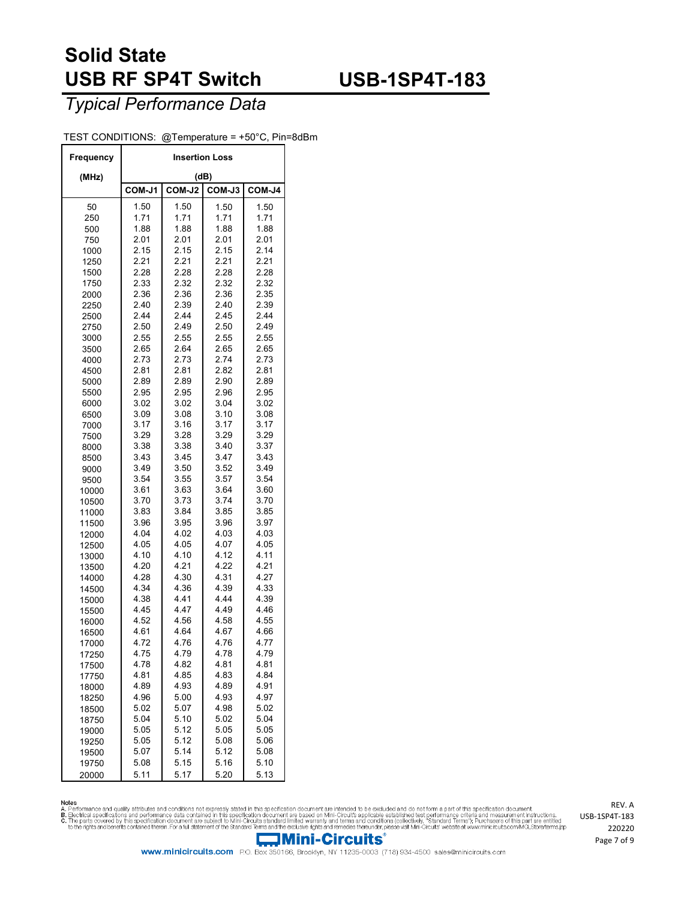# Solid State USB RF SP4T Switch

# USB-1SP4T-183

## *Typical Performance Data*

TEST CONDITIONS: @Temperature = +50°C, Pin=8dBm

| Frequency (MHz) | Insertion Loss (dB) | | | |
|---|---|---|---|---|
| | COM-J1 | COM-J2 | COM-J3 | COM-J4 |
| 50 | 1.50 | 1.50 | 1.50 | 1.50 |
| 250 | 1.71 | 1.71 | 1.71 | 1.71 |
| 500 | 1.88 | 1.88 | 1.88 | 1.88 |
| 750 | 2.01 | 2.01 | 2.01 | 2.01 |
| 1000 | 2.15 | 2.15 | 2.15 | 2.14 |
| 1250 | 2.21 | 2.21 | 2.21 | 2.21 |
| 1500 | 2.28 | 2.28 | 2.28 | 2.28 |
| 1750 | 2.33 | 2.32 | 2.32 | 2.32 |
| 2000 | 2.36 | 2.36 | 2.36 | 2.35 |
| 2250 | 2.40 | 2.39 | 2.40 | 2.39 |
| 2500 | 2.44 | 2.44 | 2.45 | 2.44 |
| 2750 | 2.50 | 2.49 | 2.50 | 2.49 |
| 3000 | 2.55 | 2.55 | 2.55 | 2.55 |
| 3500 | 2.65 | 2.64 | 2.65 | 2.65 |
| 4000 | 2.73 | 2.73 | 2.74 | 2.73 |
| 4500 | 2.81 | 2.81 | 2.82 | 2.81 |
| 5000 | 2.89 | 2.89 | 2.90 | 2.89 |
| 5500 | 2.95 | 2.95 | 2.96 | 2.95 |
| 6000 | 3.02 | 3.02 | 3.04 | 3.02 |
| 6500 | 3.09 | 3.08 | 3.10 | 3.08 |
| 7000 | 3.17 | 3.16 | 3.17 | 3.17 |
| 7500 | 3.29 | 3.28 | 3.29 | 3.29 |
| 8000 | 3.38 | 3.38 | 3.40 | 3.37 |
| 8500 | 3.43 | 3.45 | 3.47 | 3.43 |
| 9000 | 3.49 | 3.50 | 3.52 | 3.49 |
| 9500 | 3.54 | 3.55 | 3.57 | 3.54 |
| 10000 | 3.61 | 3.63 | 3.64 | 3.60 |
| 10500 | 3.70 | 3.73 | 3.74 | 3.70 |
| 11000 | 3.83 | 3.84 | 3.85 | 3.85 |
| 11500 | 3.96 | 3.95 | 3.96 | 3.97 |
| 12000 | 4.04 | 4.02 | 4.03 | 4.03 |
| 12500 | 4.05 | 4.05 | 4.07 | 4.05 |
| 13000 | 4.10 | 4.10 | 4.12 | 4.11 |
| 13500 | 4.20 | 4.21 | 4.22 | 4.21 |
| 14000 | 4.28 | 4.30 | 4.31 | 4.27 |
| 14500 | 4.34 | 4.36 | 4.39 | 4.33 |
| 15000 | 4.38 | 4.41 | 4.44 | 4.39 |
| 15500 | 4.45 | 4.47 | 4.49 | 4.46 |
| 16000 | 4.52 | 4.56 | 4.58 | 4.55 |
| 16500 | 4.61 | 4.64 | 4.67 | 4.66 |
| 17000 | 4.72 | 4.76 | 4.76 | 4.77 |
| 17250 | 4.75 | 4.79 | 4.78 | 4.79 |
| 17500 | 4.78 | 4.82 | 4.81 | 4.81 |
| 17750 | 4.81 | 4.85 | 4.83 | 4.84 |
| 18000 | 4.89 | 4.93 | 4.89 | 4.91 |
| 18250 | 4.96 | 5.00 | 4.93 | 4.97 |
| 18500 | 5.02 | 5.07 | 4.98 | 5.02 |
| 18750 | 5.04 | 5.10 | 5.02 | 5.04 |
| 19000 | 5.05 | 5.12 | 5.05 | 5.05 |
| 19250 | 5.05 | 5.12 | 5.08 | 5.06 |
| 19500 | 5.07 | 5.14 | 5.12 | 5.08 |
| 19750 | 5.08 | 5.15 | 5.16 | 5.10 |
| 20000 | 5.11 | 5.17 | 5.20 | 5.13 |

**Notes**

A. Performance and quality attributes and conditions not expressly stated in this specification document are intended to be excluded and do not form a part of this specification document.
B. Electrical specifications and performance data contained in this specification document are based on Mini-Circuit's applicable established test performance criteria and measurement instructions.
C. The parts covered by this specification document are subject to Mini-Circuits standard limited warranty and terms and conditions (collectively, "Standard Terms"); Purchasers of this part are entitled to the rights and benefits contained therein. For a full statement of the Standard Terms and the exclusive rights and remedies thereunder, please visit Mini-Circuits' website at www.minicircuits.com/MCLStore/terms.jsp

REV. A
USB-1SP4T-183
220220

Mini-Circuits®

www.minicircuits.com P.O. Box 350166, Brooklyn, NY 11235-0003 (718) 934-4500 sales@minicircuits.com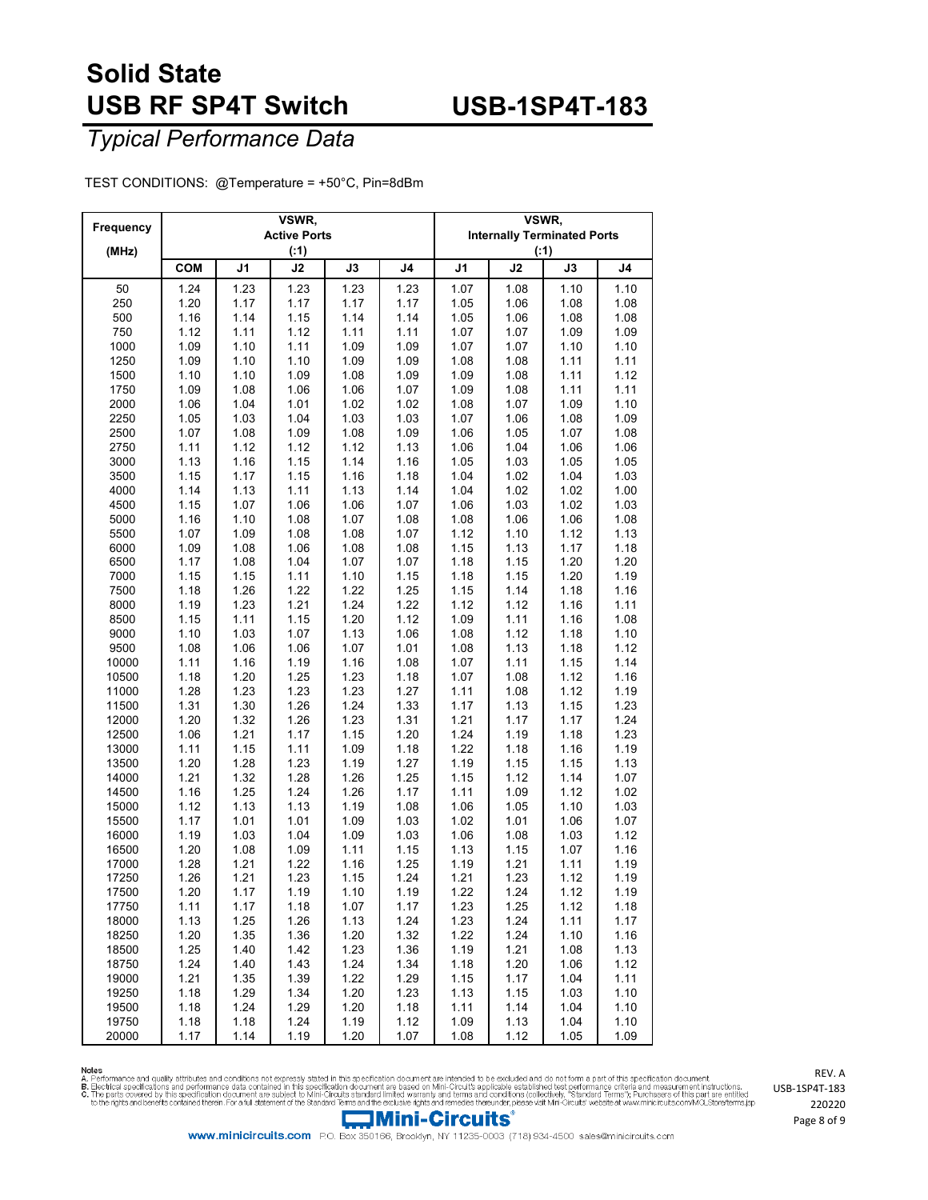# Solid State USB RF SP4T Switch — USB-1SP4T-183

## *Typical Performance Data*

TEST CONDITIONS: @Temperature = +50°C, Pin=8dBm

| Frequency (MHz) | VSWR, Active Ports (:1) | | | | | VSWR, Internally Terminated Ports (:1) | | | |
|---|---|---|---|---|---|---|---|---|---|
| | COM | J1 | J2 | J3 | J4 | J1 | J2 | J3 | J4 |
| 50 | 1.24 | 1.23 | 1.23 | 1.23 | 1.23 | 1.07 | 1.08 | 1.10 | 1.10 |
| 250 | 1.20 | 1.17 | 1.17 | 1.17 | 1.17 | 1.05 | 1.06 | 1.08 | 1.08 |
| 500 | 1.16 | 1.14 | 1.15 | 1.14 | 1.14 | 1.05 | 1.06 | 1.08 | 1.08 |
| 750 | 1.12 | 1.11 | 1.12 | 1.11 | 1.11 | 1.07 | 1.07 | 1.09 | 1.09 |
| 1000 | 1.09 | 1.10 | 1.11 | 1.09 | 1.09 | 1.07 | 1.07 | 1.10 | 1.10 |
| 1250 | 1.09 | 1.10 | 1.10 | 1.09 | 1.09 | 1.08 | 1.08 | 1.11 | 1.11 |
| 1500 | 1.10 | 1.10 | 1.09 | 1.08 | 1.09 | 1.09 | 1.08 | 1.11 | 1.12 |
| 1750 | 1.09 | 1.08 | 1.06 | 1.06 | 1.07 | 1.09 | 1.08 | 1.11 | 1.11 |
| 2000 | 1.06 | 1.04 | 1.01 | 1.02 | 1.02 | 1.08 | 1.07 | 1.09 | 1.10 |
| 2250 | 1.05 | 1.03 | 1.04 | 1.03 | 1.03 | 1.07 | 1.06 | 1.08 | 1.09 |
| 2500 | 1.07 | 1.08 | 1.09 | 1.08 | 1.09 | 1.06 | 1.05 | 1.07 | 1.08 |
| 2750 | 1.11 | 1.12 | 1.12 | 1.12 | 1.13 | 1.06 | 1.04 | 1.06 | 1.06 |
| 3000 | 1.13 | 1.16 | 1.15 | 1.14 | 1.16 | 1.05 | 1.03 | 1.05 | 1.05 |
| 3500 | 1.15 | 1.17 | 1.15 | 1.16 | 1.18 | 1.04 | 1.02 | 1.04 | 1.03 |
| 4000 | 1.14 | 1.13 | 1.11 | 1.13 | 1.14 | 1.04 | 1.02 | 1.02 | 1.00 |
| 4500 | 1.15 | 1.07 | 1.06 | 1.06 | 1.07 | 1.06 | 1.03 | 1.02 | 1.03 |
| 5000 | 1.16 | 1.10 | 1.08 | 1.07 | 1.08 | 1.08 | 1.06 | 1.06 | 1.08 |
| 5500 | 1.07 | 1.09 | 1.08 | 1.08 | 1.07 | 1.12 | 1.10 | 1.12 | 1.13 |
| 6000 | 1.09 | 1.08 | 1.06 | 1.08 | 1.08 | 1.15 | 1.13 | 1.17 | 1.18 |
| 6500 | 1.17 | 1.08 | 1.04 | 1.07 | 1.07 | 1.18 | 1.15 | 1.20 | 1.20 |
| 7000 | 1.15 | 1.15 | 1.11 | 1.10 | 1.15 | 1.18 | 1.15 | 1.20 | 1.19 |
| 7500 | 1.18 | 1.26 | 1.22 | 1.22 | 1.25 | 1.15 | 1.14 | 1.18 | 1.16 |
| 8000 | 1.19 | 1.23 | 1.21 | 1.24 | 1.22 | 1.12 | 1.12 | 1.16 | 1.11 |
| 8500 | 1.15 | 1.11 | 1.15 | 1.20 | 1.12 | 1.09 | 1.11 | 1.16 | 1.08 |
| 9000 | 1.10 | 1.03 | 1.07 | 1.13 | 1.06 | 1.08 | 1.12 | 1.18 | 1.10 |
| 9500 | 1.08 | 1.06 | 1.06 | 1.07 | 1.01 | 1.08 | 1.13 | 1.18 | 1.12 |
| 10000 | 1.11 | 1.16 | 1.19 | 1.16 | 1.08 | 1.07 | 1.11 | 1.15 | 1.14 |
| 10500 | 1.18 | 1.20 | 1.25 | 1.23 | 1.18 | 1.07 | 1.08 | 1.12 | 1.16 |
| 11000 | 1.28 | 1.23 | 1.23 | 1.23 | 1.27 | 1.11 | 1.08 | 1.12 | 1.19 |
| 11500 | 1.31 | 1.30 | 1.26 | 1.24 | 1.33 | 1.17 | 1.13 | 1.15 | 1.23 |
| 12000 | 1.20 | 1.32 | 1.26 | 1.23 | 1.31 | 1.21 | 1.17 | 1.17 | 1.24 |
| 12500 | 1.06 | 1.21 | 1.17 | 1.15 | 1.20 | 1.24 | 1.19 | 1.18 | 1.23 |
| 13000 | 1.11 | 1.15 | 1.11 | 1.09 | 1.18 | 1.22 | 1.18 | 1.16 | 1.19 |
| 13500 | 1.20 | 1.28 | 1.23 | 1.19 | 1.27 | 1.19 | 1.15 | 1.15 | 1.13 |
| 14000 | 1.21 | 1.32 | 1.28 | 1.26 | 1.25 | 1.15 | 1.12 | 1.14 | 1.07 |
| 14500 | 1.16 | 1.25 | 1.24 | 1.26 | 1.17 | 1.11 | 1.09 | 1.12 | 1.02 |
| 15000 | 1.12 | 1.13 | 1.13 | 1.19 | 1.08 | 1.06 | 1.05 | 1.10 | 1.03 |
| 15500 | 1.17 | 1.01 | 1.01 | 1.09 | 1.03 | 1.02 | 1.01 | 1.06 | 1.07 |
| 16000 | 1.19 | 1.03 | 1.04 | 1.09 | 1.03 | 1.06 | 1.08 | 1.03 | 1.12 |
| 16500 | 1.20 | 1.08 | 1.09 | 1.11 | 1.15 | 1.13 | 1.15 | 1.07 | 1.16 |
| 17000 | 1.28 | 1.21 | 1.22 | 1.16 | 1.25 | 1.19 | 1.21 | 1.11 | 1.19 |
| 17250 | 1.26 | 1.21 | 1.23 | 1.15 | 1.24 | 1.21 | 1.23 | 1.12 | 1.19 |
| 17500 | 1.20 | 1.17 | 1.19 | 1.10 | 1.19 | 1.22 | 1.24 | 1.12 | 1.19 |
| 17750 | 1.11 | 1.17 | 1.18 | 1.07 | 1.17 | 1.23 | 1.25 | 1.12 | 1.18 |
| 18000 | 1.13 | 1.25 | 1.26 | 1.13 | 1.24 | 1.23 | 1.24 | 1.11 | 1.17 |
| 18250 | 1.20 | 1.35 | 1.36 | 1.20 | 1.32 | 1.22 | 1.24 | 1.10 | 1.16 |
| 18500 | 1.25 | 1.40 | 1.42 | 1.23 | 1.36 | 1.19 | 1.21 | 1.08 | 1.13 |
| 18750 | 1.24 | 1.40 | 1.43 | 1.24 | 1.34 | 1.18 | 1.20 | 1.06 | 1.12 |
| 19000 | 1.21 | 1.35 | 1.39 | 1.22 | 1.29 | 1.15 | 1.17 | 1.04 | 1.11 |
| 19250 | 1.18 | 1.29 | 1.34 | 1.20 | 1.23 | 1.13 | 1.15 | 1.03 | 1.10 |
| 19500 | 1.18 | 1.24 | 1.29 | 1.20 | 1.18 | 1.11 | 1.14 | 1.04 | 1.10 |
| 19750 | 1.18 | 1.18 | 1.24 | 1.19 | 1.12 | 1.09 | 1.13 | 1.04 | 1.10 |
| 20000 | 1.17 | 1.14 | 1.19 | 1.20 | 1.07 | 1.08 | 1.12 | 1.05 | 1.09 |

Notes
A. Performance and quality attributes and conditions not expressly stated in this specification document are intended to be excluded and do not form a part of this specification document.
B. Electrical specifications and performance data contained in this specification document are based on Mini-Circuit's applicable established test performance criteria and measurement instructions.
C. The parts covered by this specification document are subject to Mini-Circuits standard limited warranty and terms and conditions (collectively, "Standard Terms"); Purchasers of this part are entitled to the rights and benefits contained therein. For a full statement of the Standard Terms and the exclusive rights and remedies thereunder, please visit Mini-Circuits' website at www.minicircuits.com/MCLStore/terms.jsp

REV. A
USB-1SP4T-183
220220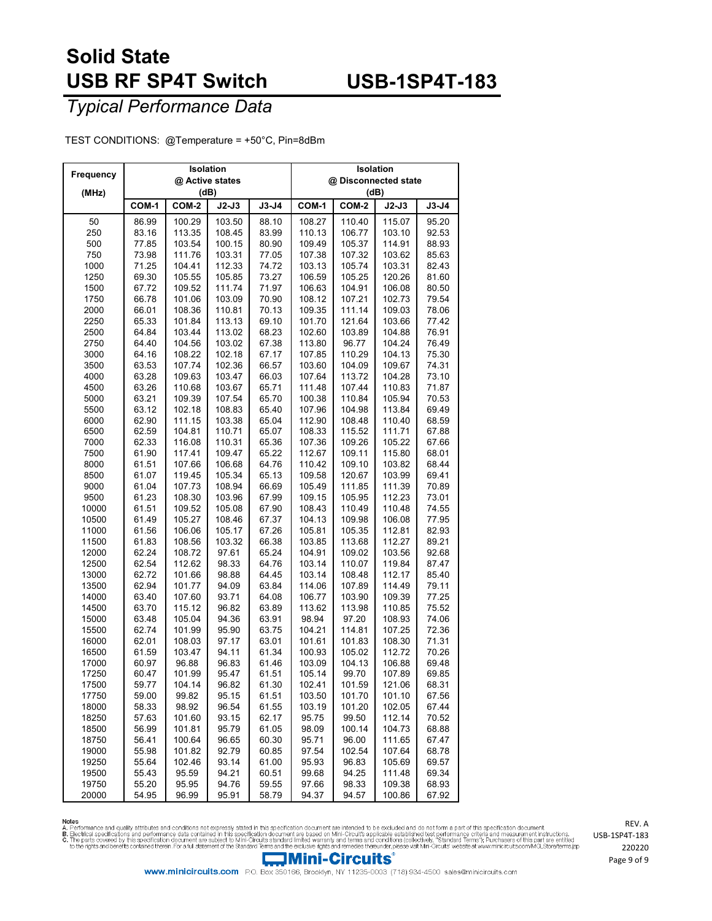# Solid State USB RF SP4T Switch

# USB-1SP4T-183

## *Typical Performance Data*

TEST CONDITIONS: @Temperature = +50°C, Pin=8dBm

| Frequency (MHz) | Isolation @ Active states (dB) | | | | Isolation @ Disconnected state (dB) | | | |
|---|---|---|---|---|---|---|---|---|
| | COM-1 | COM-2 | J2-J3 | J3-J4 | COM-1 | COM-2 | J2-J3 | J3-J4 |
| 50 | 86.99 | 100.29 | 103.50 | 88.10 | 108.27 | 110.40 | 115.07 | 95.20 |
| 250 | 83.16 | 113.35 | 108.45 | 83.99 | 110.13 | 106.77 | 103.10 | 92.53 |
| 500 | 77.85 | 103.54 | 100.15 | 80.90 | 109.49 | 105.37 | 114.91 | 88.93 |
| 750 | 73.98 | 111.76 | 103.31 | 77.05 | 107.38 | 107.32 | 103.62 | 85.63 |
| 1000 | 71.25 | 104.41 | 112.33 | 74.72 | 103.13 | 105.74 | 103.31 | 82.43 |
| 1250 | 69.30 | 105.55 | 105.85 | 73.27 | 106.59 | 105.25 | 120.26 | 81.60 |
| 1500 | 67.72 | 109.52 | 111.74 | 71.97 | 106.63 | 104.91 | 106.08 | 80.50 |
| 1750 | 66.78 | 101.06 | 103.09 | 70.90 | 108.12 | 107.21 | 102.73 | 79.54 |
| 2000 | 66.01 | 108.36 | 110.81 | 70.13 | 109.35 | 111.14 | 109.03 | 78.06 |
| 2250 | 65.33 | 101.84 | 113.13 | 69.10 | 101.70 | 121.64 | 103.66 | 77.42 |
| 2500 | 64.84 | 103.44 | 113.02 | 68.23 | 102.60 | 103.89 | 104.88 | 76.91 |
| 2750 | 64.40 | 104.56 | 103.02 | 67.38 | 113.80 | 96.77 | 104.24 | 76.49 |
| 3000 | 64.16 | 108.22 | 102.18 | 67.17 | 107.85 | 110.29 | 104.13 | 75.30 |
| 3500 | 63.53 | 107.74 | 102.36 | 66.57 | 103.60 | 104.09 | 109.67 | 74.31 |
| 4000 | 63.28 | 109.63 | 103.47 | 66.03 | 107.64 | 113.72 | 104.28 | 73.10 |
| 4500 | 63.26 | 110.68 | 103.67 | 65.71 | 111.48 | 107.44 | 110.83 | 71.87 |
| 5000 | 63.21 | 109.39 | 107.54 | 65.70 | 100.38 | 110.84 | 105.94 | 70.53 |
| 5500 | 63.12 | 102.18 | 108.83 | 65.40 | 107.96 | 104.98 | 113.84 | 69.49 |
| 6000 | 62.90 | 111.15 | 103.38 | 65.04 | 112.90 | 108.48 | 110.40 | 68.59 |
| 6500 | 62.59 | 104.81 | 110.71 | 65.07 | 108.33 | 115.52 | 111.71 | 67.88 |
| 7000 | 62.33 | 116.08 | 110.31 | 65.36 | 107.36 | 109.26 | 105.22 | 67.66 |
| 7500 | 61.90 | 117.41 | 109.47 | 65.22 | 112.67 | 109.11 | 115.80 | 68.01 |
| 8000 | 61.51 | 107.66 | 106.68 | 64.76 | 110.42 | 109.10 | 103.82 | 68.44 |
| 8500 | 61.07 | 119.45 | 105.34 | 65.13 | 109.58 | 120.67 | 103.99 | 69.41 |
| 9000 | 61.04 | 107.73 | 108.94 | 66.69 | 105.49 | 111.85 | 111.39 | 70.89 |
| 9500 | 61.23 | 108.30 | 103.96 | 67.99 | 109.15 | 105.95 | 112.23 | 73.01 |
| 10000 | 61.51 | 109.52 | 105.08 | 67.90 | 108.43 | 110.49 | 110.48 | 74.55 |
| 10500 | 61.49 | 105.27 | 108.46 | 67.37 | 104.13 | 109.98 | 106.08 | 77.95 |
| 11000 | 61.56 | 106.06 | 105.17 | 67.26 | 105.81 | 105.35 | 112.81 | 82.93 |
| 11500 | 61.83 | 108.56 | 103.32 | 66.38 | 103.85 | 113.68 | 112.27 | 89.21 |
| 12000 | 62.24 | 108.72 | 97.61 | 65.24 | 104.91 | 109.02 | 103.56 | 92.68 |
| 12500 | 62.54 | 112.62 | 98.33 | 64.76 | 103.14 | 110.07 | 119.84 | 87.47 |
| 13000 | 62.72 | 101.66 | 98.88 | 64.45 | 103.14 | 108.48 | 112.17 | 85.40 |
| 13500 | 62.94 | 101.77 | 94.09 | 63.84 | 114.06 | 107.89 | 114.49 | 79.11 |
| 14000 | 63.40 | 107.60 | 93.71 | 64.08 | 106.77 | 103.90 | 109.39 | 77.25 |
| 14500 | 63.70 | 115.12 | 96.82 | 63.89 | 113.62 | 113.98 | 110.85 | 75.52 |
| 15000 | 63.48 | 105.04 | 94.36 | 63.91 | 98.94 | 97.20 | 108.93 | 74.06 |
| 15500 | 62.74 | 101.99 | 95.90 | 63.75 | 104.21 | 114.81 | 107.25 | 72.36 |
| 16000 | 62.01 | 108.03 | 97.17 | 63.01 | 101.61 | 101.83 | 108.30 | 71.31 |
| 16500 | 61.59 | 103.47 | 94.11 | 61.34 | 100.93 | 105.02 | 112.72 | 70.26 |
| 17000 | 60.97 | 96.88 | 96.83 | 61.46 | 103.09 | 104.13 | 106.88 | 69.48 |
| 17250 | 60.47 | 101.99 | 95.47 | 61.51 | 105.14 | 99.70 | 107.89 | 69.85 |
| 17500 | 59.77 | 104.14 | 96.82 | 61.30 | 102.41 | 101.59 | 121.06 | 68.31 |
| 17750 | 59.00 | 99.82 | 95.15 | 61.51 | 103.50 | 101.70 | 101.10 | 67.56 |
| 18000 | 58.33 | 98.92 | 96.54 | 61.55 | 103.19 | 101.20 | 102.05 | 67.44 |
| 18250 | 57.63 | 101.60 | 93.15 | 62.17 | 95.75 | 99.50 | 112.14 | 70.52 |
| 18500 | 56.99 | 101.81 | 95.79 | 61.05 | 98.09 | 100.14 | 104.73 | 68.88 |
| 18750 | 56.41 | 100.64 | 96.65 | 60.30 | 95.71 | 96.00 | 111.65 | 67.47 |
| 19000 | 55.98 | 101.82 | 92.79 | 60.85 | 97.54 | 102.54 | 107.64 | 68.78 |
| 19250 | 55.64 | 102.46 | 93.14 | 61.00 | 95.93 | 96.83 | 105.69 | 69.57 |
| 19500 | 55.43 | 95.59 | 94.21 | 60.51 | 99.68 | 94.25 | 111.48 | 69.34 |
| 19750 | 55.20 | 95.95 | 94.76 | 59.55 | 97.66 | 98.33 | 109.38 | 68.93 |
| 20000 | 54.95 | 96.99 | 95.91 | 58.79 | 94.37 | 94.57 | 100.86 | 67.92 |

Notes
A. Performance and quality attributes and conditions not expressly stated in this specification document are intended to be excluded and do not form a part of this specification document.
B. Electrical specifications and performance data contained in this specification document are based on Mini-Circuits applicable established test performance criteria and measurement instructions.
C. The parts covered by this specification document are subject to Mini-Circuits standard limited warranty and terms and conditions (collectively, "Standard Terms"); Purchasers of this part are entitled to the rights and benefits contained therein. For a full statement of the Standard Terms and the exclusive rights and remedies thereunder, please visit Mini-Circuits' website at www.minicircuits.com/MCLStore/terms.jsp

REV. A
USB-1SP4T-183
220220

Mini-Circuits®

www.minicircuits.com P.O. Box 350166, Brooklyn, NY 11235-0003 (718) 934-4500 sales@minicircuits.com